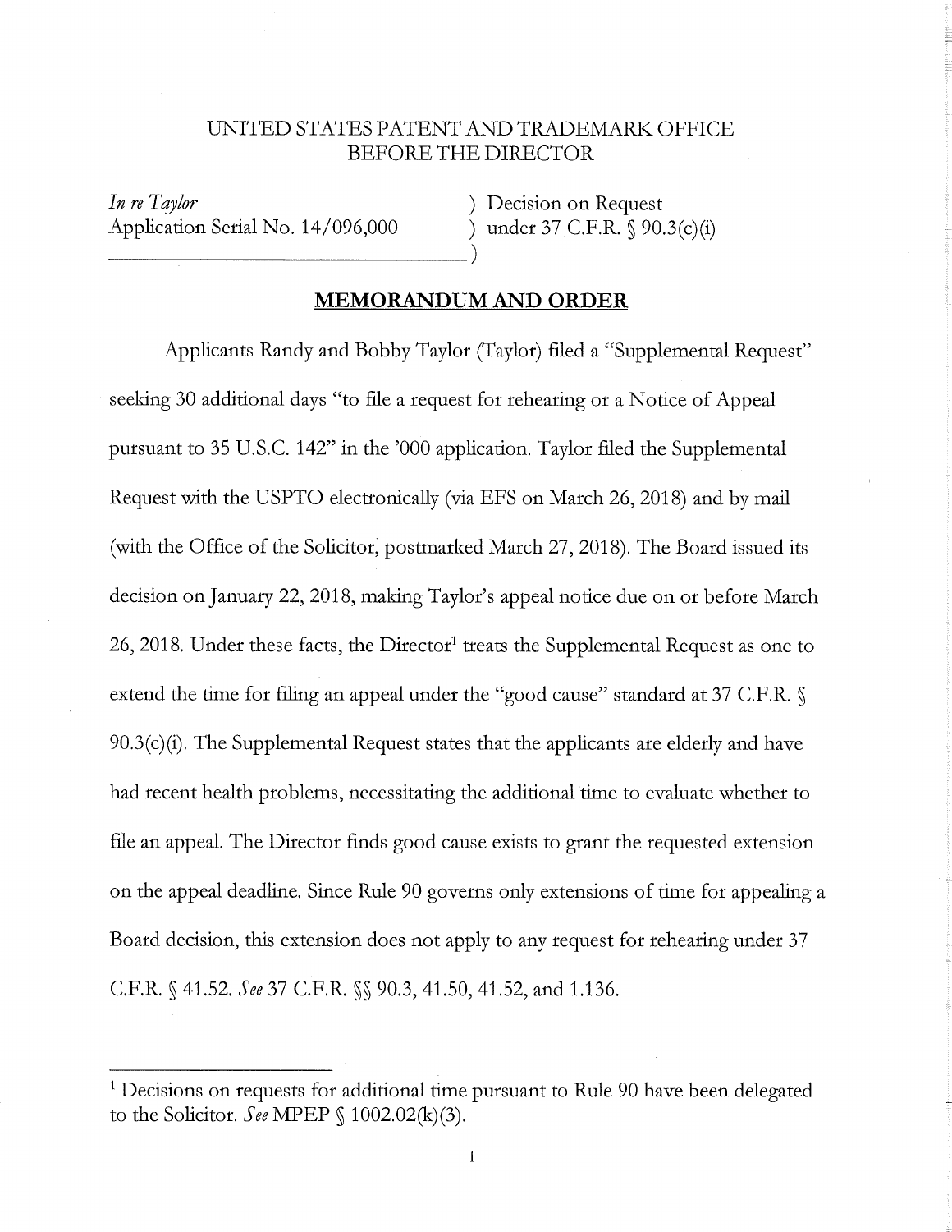UNITED STATES PATENT AND TRADEMARK OFFICE
BEFORE THE DIRECTOR

*In re Taylor*
Application Serial No. 14/096,000

) Decision on Request
) under 37 C.F.R. § 90.3(c)(i)
)

## MEMORANDUM AND ORDER

Applicants Randy and Bobby Taylor (Taylor) filed a "Supplemental Request" seeking 30 additional days "to file a request for rehearing or a Notice of Appeal pursuant to 35 U.S.C. 142" in the '000 application. Taylor filed the Supplemental Request with the USPTO electronically (via EFS on March 26, 2018) and by mail (with the Office of the Solicitor, postmarked March 27, 2018). The Board issued its decision on January 22, 2018, making Taylor's appeal notice due on or before March 26, 2018. Under these facts, the Director[1] treats the Supplemental Request as one to extend the time for filing an appeal under the "good cause" standard at 37 C.F.R. § 90.3(c)(i). The Supplemental Request states that the applicants are elderly and have had recent health problems, necessitating the additional time to evaluate whether to file an appeal. The Director finds good cause exists to grant the requested extension on the appeal deadline. Since Rule 90 governs only extensions of time for appealing a Board decision, this extension does not apply to any request for rehearing under 37 C.F.R. § 41.52. *See* 37 C.F.R. §§ 90.3, 41.50, 41.52, and 1.136.

---

[1] Decisions on requests for additional time pursuant to Rule 90 have been delegated to the Solicitor. *See* MPEP § 1002.02(k)(3).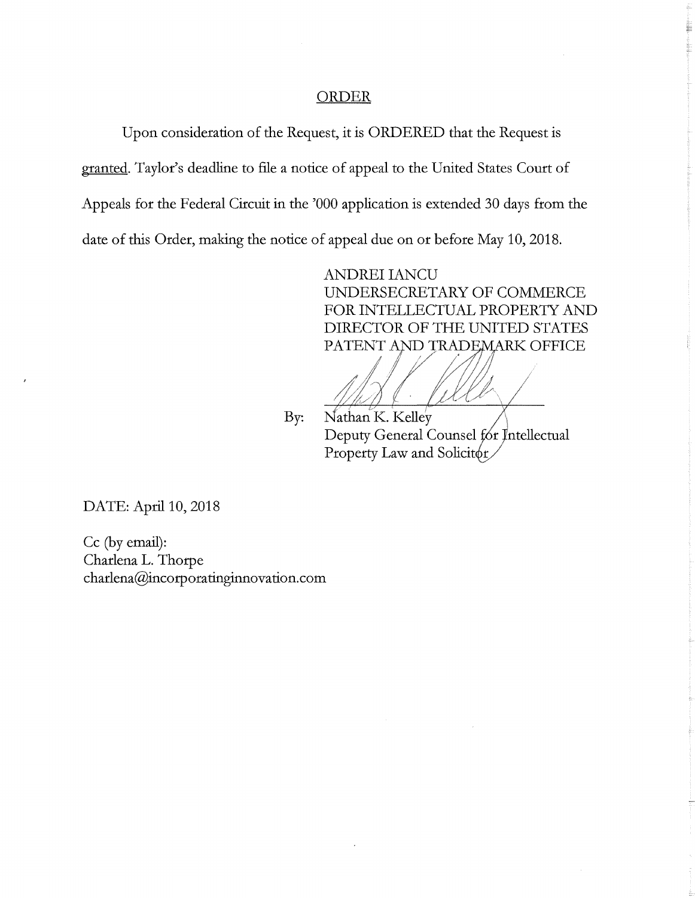## ORDER

Upon consideration of the Request, it is ORDERED that the Request is granted. Taylor's deadline to file a notice of appeal to the United States Court of Appeals for the Federal Circuit in the '000 application is extended 30 days from the date of this Order, making the notice of appeal due on or before May 10, 2018.

ANDREI IANCU
UNDERSECRETARY OF COMMERCE FOR INTELLECTUAL PROPERTY AND DIRECTOR OF THE UNITED STATES PATENT AND TRADEMARK OFFICE

By: Nathan K. Kelley
Deputy General Counsel for Intellectual Property Law and Solicitor

DATE: April 10, 2018

Cc (by email):
Charlena L. Thorpe
charlena@incorporatinginnovation.com